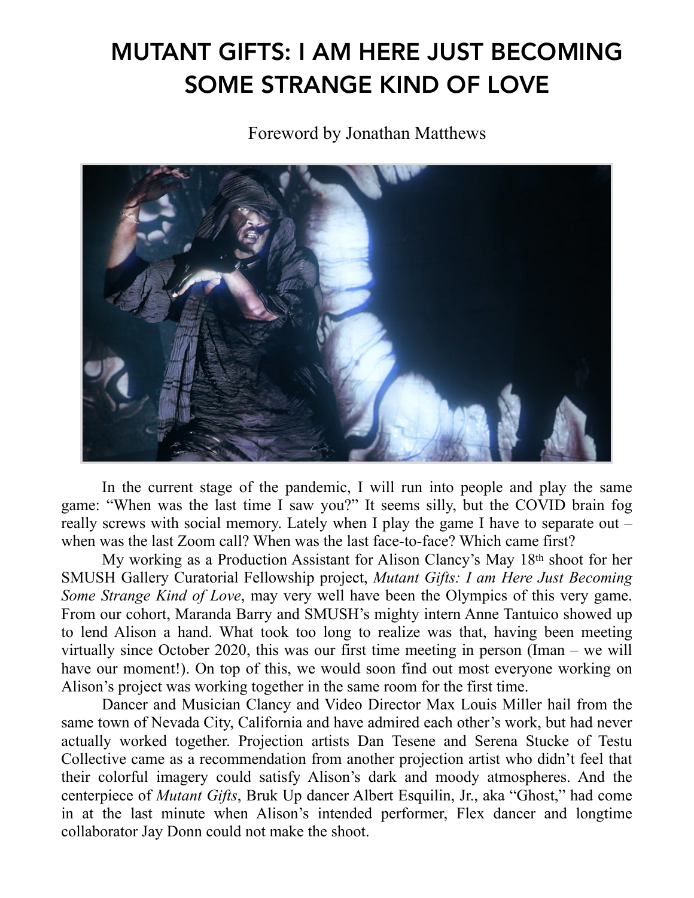# MUTANT GIFTS: I AM HERE JUST BECOMING SOME STRANGE KIND OF LOVE

Foreword by Jonathan Matthews

In the current stage of the pandemic, I will run into people and play the same game: "When was the last time I saw you?" It seems silly, but the COVID brain fog really screws with social memory. Lately when I play the game I have to separate out – when was the last Zoom call? When was the last face-to-face? Which came first?

My working as a Production Assistant for Alison Clancy's May 18th shoot for her SMUSH Gallery Curatorial Fellowship project, *Mutant Gifts: I am Here Just Becoming Some Strange Kind of Love*, may very well have been the Olympics of this very game. From our cohort, Maranda Barry and SMUSH's mighty intern Anne Tantuico showed up to lend Alison a hand. What took too long to realize was that, having been meeting virtually since October 2020, this was our first time meeting in person (Iman – we will have our moment!). On top of this, we would soon find out most everyone working on Alison's project was working together in the same room for the first time.

Dancer and Musician Clancy and Video Director Max Louis Miller hail from the same town of Nevada City, California and have admired each other's work, but had never actually worked together. Projection artists Dan Tesene and Serena Stucke of Testu Collective came as a recommendation from another projection artist who didn't feel that their colorful imagery could satisfy Alison's dark and moody atmospheres. And the centerpiece of *Mutant Gifts*, Bruk Up dancer Albert Esquilin, Jr., aka "Ghost," had come in at the last minute when Alison's intended performer, Flex dancer and longtime collaborator Jay Donn could not make the shoot.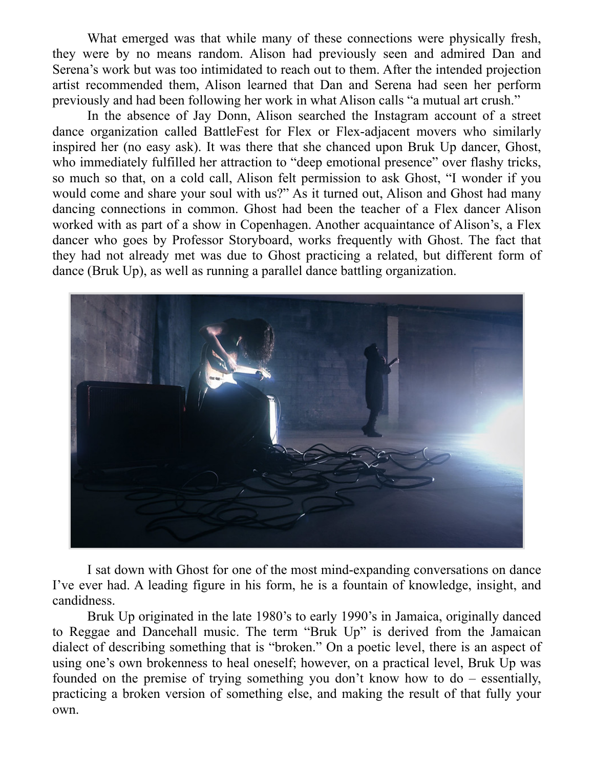What emerged was that while many of these connections were physically fresh, they were by no means random. Alison had previously seen and admired Dan and Serena's work but was too intimidated to reach out to them. After the intended projection artist recommended them, Alison learned that Dan and Serena had seen her perform previously and had been following her work in what Alison calls "a mutual art crush."

In the absence of Jay Donn, Alison searched the Instagram account of a street dance organization called BattleFest for Flex or Flex-adjacent movers who similarly inspired her (no easy ask). It was there that she chanced upon Bruk Up dancer, Ghost, who immediately fulfilled her attraction to "deep emotional presence" over flashy tricks, so much so that, on a cold call, Alison felt permission to ask Ghost, "I wonder if you would come and share your soul with us?" As it turned out, Alison and Ghost had many dancing connections in common. Ghost had been the teacher of a Flex dancer Alison worked with as part of a show in Copenhagen. Another acquaintance of Alison's, a Flex dancer who goes by Professor Storyboard, works frequently with Ghost. The fact that they had not already met was due to Ghost practicing a related, but different form of dance (Bruk Up), as well as running a parallel dance battling organization.

I sat down with Ghost for one of the most mind-expanding conversations on dance I've ever had. A leading figure in his form, he is a fountain of knowledge, insight, and candidness.

Bruk Up originated in the late 1980's to early 1990's in Jamaica, originally danced to Reggae and Dancehall music. The term "Bruk Up" is derived from the Jamaican dialect of describing something that is "broken." On a poetic level, there is an aspect of using one's own brokenness to heal oneself; however, on a practical level, Bruk Up was founded on the premise of trying something you don't know how to do – essentially, practicing a broken version of something else, and making the result of that fully your own.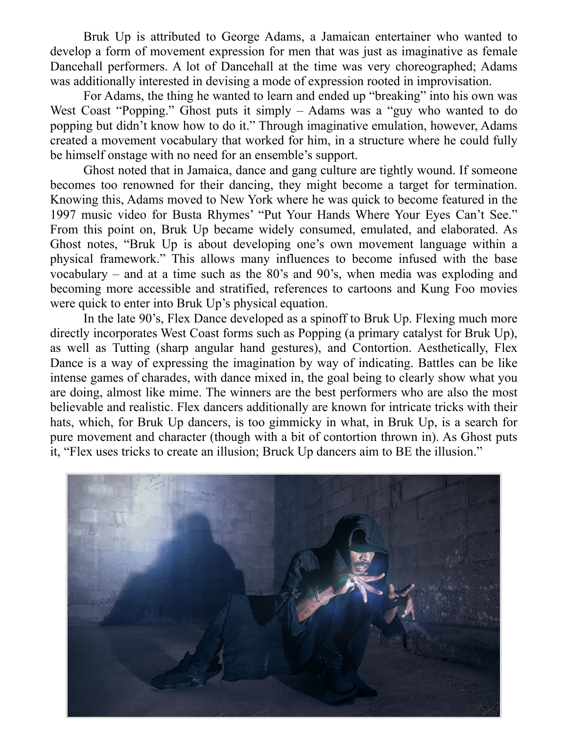Bruk Up is attributed to George Adams, a Jamaican entertainer who wanted to develop a form of movement expression for men that was just as imaginative as female Dancehall performers. A lot of Dancehall at the time was very choreographed; Adams was additionally interested in devising a mode of expression rooted in improvisation.

For Adams, the thing he wanted to learn and ended up "breaking" into his own was West Coast "Popping." Ghost puts it simply – Adams was a "guy who wanted to do popping but didn't know how to do it." Through imaginative emulation, however, Adams created a movement vocabulary that worked for him, in a structure where he could fully be himself onstage with no need for an ensemble's support.

Ghost noted that in Jamaica, dance and gang culture are tightly wound. If someone becomes too renowned for their dancing, they might become a target for termination. Knowing this, Adams moved to New York where he was quick to become featured in the 1997 music video for Busta Rhymes' "Put Your Hands Where Your Eyes Can't See." From this point on, Bruk Up became widely consumed, emulated, and elaborated. As Ghost notes, "Bruk Up is about developing one's own movement language within a physical framework." This allows many influences to become infused with the base vocabulary – and at a time such as the 80's and 90's, when media was exploding and becoming more accessible and stratified, references to cartoons and Kung Foo movies were quick to enter into Bruk Up's physical equation.

In the late 90's, Flex Dance developed as a spinoff to Bruk Up. Flexing much more directly incorporates West Coast forms such as Popping (a primary catalyst for Bruk Up), as well as Tutting (sharp angular hand gestures), and Contortion. Aesthetically, Flex Dance is a way of expressing the imagination by way of indicating. Battles can be like intense games of charades, with dance mixed in, the goal being to clearly show what you are doing, almost like mime. The winners are the best performers who are also the most believable and realistic. Flex dancers additionally are known for intricate tricks with their hats, which, for Bruk Up dancers, is too gimmicky in what, in Bruk Up, is a search for pure movement and character (though with a bit of contortion thrown in). As Ghost puts it, "Flex uses tricks to create an illusion; Bruck Up dancers aim to BE the illusion."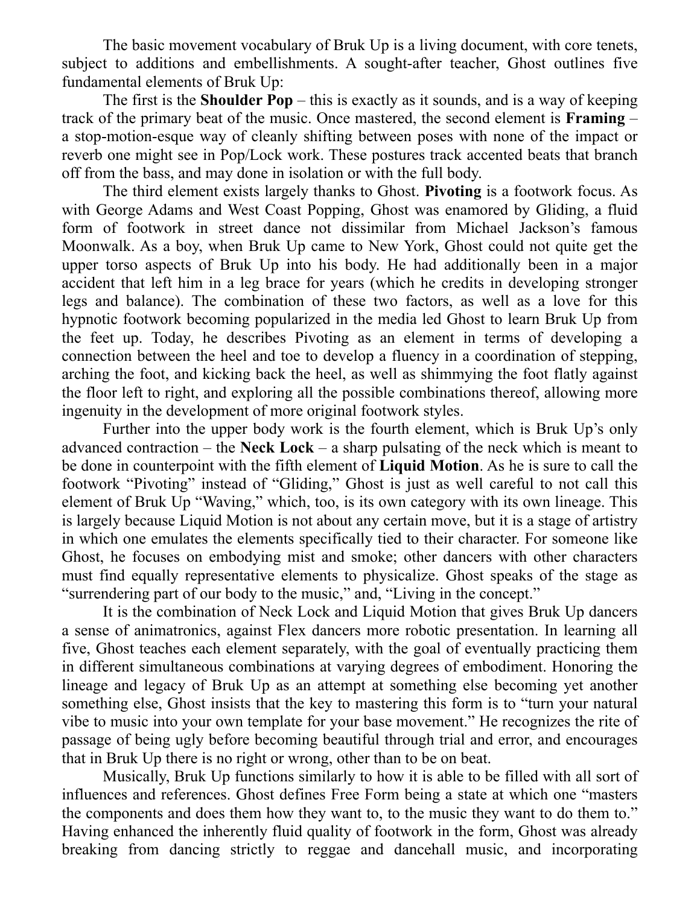The basic movement vocabulary of Bruk Up is a living document, with core tenets, subject to additions and embellishments. A sought-after teacher, Ghost outlines five fundamental elements of Bruk Up:

The first is the **Shoulder Pop** – this is exactly as it sounds, and is a way of keeping track of the primary beat of the music. Once mastered, the second element is **Framing** – a stop-motion-esque way of cleanly shifting between poses with none of the impact or reverb one might see in Pop/Lock work. These postures track accented beats that branch off from the bass, and may done in isolation or with the full body.

The third element exists largely thanks to Ghost. **Pivoting** is a footwork focus. As with George Adams and West Coast Popping, Ghost was enamored by Gliding, a fluid form of footwork in street dance not dissimilar from Michael Jackson's famous Moonwalk. As a boy, when Bruk Up came to New York, Ghost could not quite get the upper torso aspects of Bruk Up into his body. He had additionally been in a major accident that left him in a leg brace for years (which he credits in developing stronger legs and balance). The combination of these two factors, as well as a love for this hypnotic footwork becoming popularized in the media led Ghost to learn Bruk Up from the feet up. Today, he describes Pivoting as an element in terms of developing a connection between the heel and toe to develop a fluency in a coordination of stepping, arching the foot, and kicking back the heel, as well as shimmying the foot flatly against the floor left to right, and exploring all the possible combinations thereof, allowing more ingenuity in the development of more original footwork styles.

Further into the upper body work is the fourth element, which is Bruk Up's only advanced contraction – the **Neck Lock** – a sharp pulsating of the neck which is meant to be done in counterpoint with the fifth element of **Liquid Motion**. As he is sure to call the footwork "Pivoting" instead of "Gliding," Ghost is just as well careful to not call this element of Bruk Up "Waving," which, too, is its own category with its own lineage. This is largely because Liquid Motion is not about any certain move, but it is a stage of artistry in which one emulates the elements specifically tied to their character. For someone like Ghost, he focuses on embodying mist and smoke; other dancers with other characters must find equally representative elements to physicalize. Ghost speaks of the stage as "surrendering part of our body to the music," and, "Living in the concept."

It is the combination of Neck Lock and Liquid Motion that gives Bruk Up dancers a sense of animatronics, against Flex dancers more robotic presentation. In learning all five, Ghost teaches each element separately, with the goal of eventually practicing them in different simultaneous combinations at varying degrees of embodiment. Honoring the lineage and legacy of Bruk Up as an attempt at something else becoming yet another something else, Ghost insists that the key to mastering this form is to "turn your natural vibe to music into your own template for your base movement." He recognizes the rite of passage of being ugly before becoming beautiful through trial and error, and encourages that in Bruk Up there is no right or wrong, other than to be on beat.

Musically, Bruk Up functions similarly to how it is able to be filled with all sort of influences and references. Ghost defines Free Form being a state at which one "masters the components and does them how they want to, to the music they want to do them to." Having enhanced the inherently fluid quality of footwork in the form, Ghost was already breaking from dancing strictly to reggae and dancehall music, and incorporating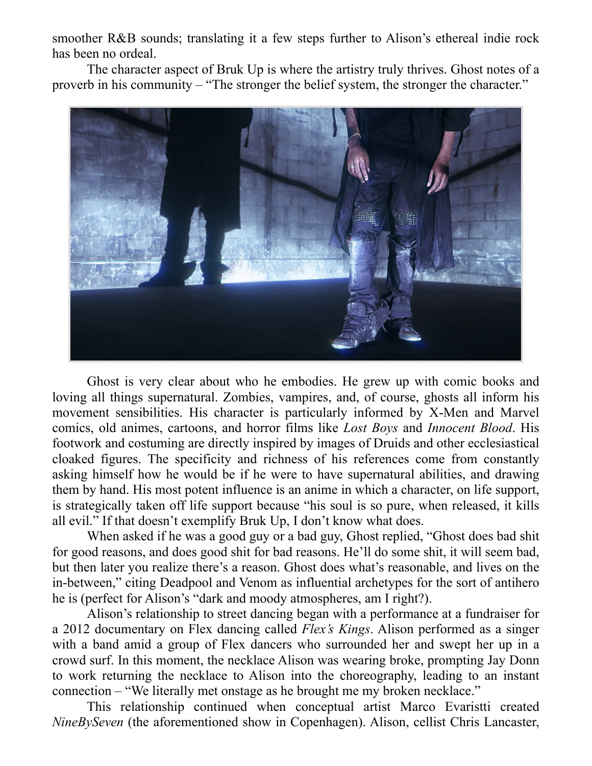smoother R&B sounds; translating it a few steps further to Alison's ethereal indie rock has been no ordeal.

The character aspect of Bruk Up is where the artistry truly thrives. Ghost notes of a proverb in his community – "The stronger the belief system, the stronger the character."

Ghost is very clear about who he embodies. He grew up with comic books and loving all things supernatural. Zombies, vampires, and, of course, ghosts all inform his movement sensibilities. His character is particularly informed by X-Men and Marvel comics, old animes, cartoons, and horror films like *Lost Boys* and *Innocent Blood*. His footwork and costuming are directly inspired by images of Druids and other ecclesiastical cloaked figures. The specificity and richness of his references come from constantly asking himself how he would be if he were to have supernatural abilities, and drawing them by hand. His most potent influence is an anime in which a character, on life support, is strategically taken off life support because "his soul is so pure, when released, it kills all evil." If that doesn't exemplify Bruk Up, I don't know what does.

When asked if he was a good guy or a bad guy, Ghost replied, "Ghost does bad shit for good reasons, and does good shit for bad reasons. He'll do some shit, it will seem bad, but then later you realize there's a reason. Ghost does what's reasonable, and lives on the in-between," citing Deadpool and Venom as influential archetypes for the sort of antihero he is (perfect for Alison's "dark and moody atmospheres, am I right?).

Alison's relationship to street dancing began with a performance at a fundraiser for a 2012 documentary on Flex dancing called *Flex's Kings*. Alison performed as a singer with a band amid a group of Flex dancers who surrounded her and swept her up in a crowd surf. In this moment, the necklace Alison was wearing broke, prompting Jay Donn to work returning the necklace to Alison into the choreography, leading to an instant connection – "We literally met onstage as he brought me my broken necklace."

This relationship continued when conceptual artist Marco Evaristti created *NineBySeven* (the aforementioned show in Copenhagen). Alison, cellist Chris Lancaster,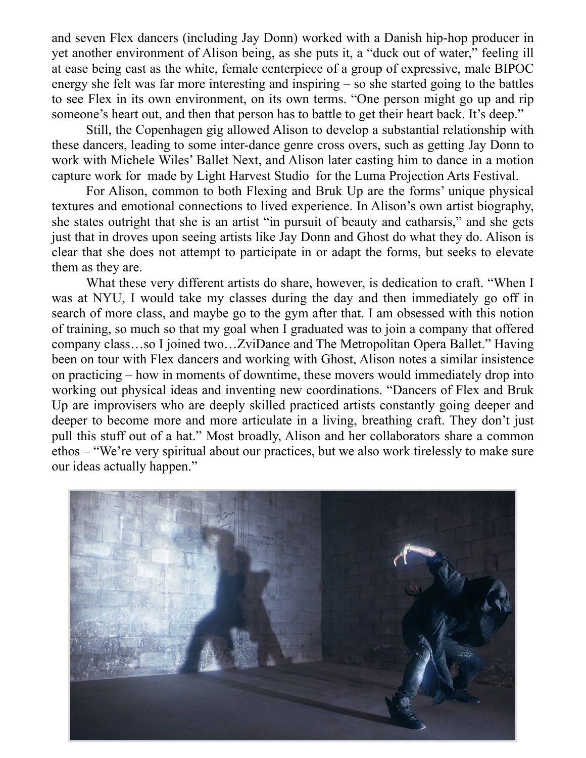and seven Flex dancers (including Jay Donn) worked with a Danish hip-hop producer in yet another environment of Alison being, as she puts it, a "duck out of water," feeling ill at ease being cast as the white, female centerpiece of a group of expressive, male BIPOC energy she felt was far more interesting and inspiring – so she started going to the battles to see Flex in its own environment, on its own terms. "One person might go up and rip someone's heart out, and then that person has to battle to get their heart back. It's deep."

Still, the Copenhagen gig allowed Alison to develop a substantial relationship with these dancers, leading to some inter-dance genre cross overs, such as getting Jay Donn to work with Michele Wiles' Ballet Next, and Alison later casting him to dance in a motion capture work for  made by Light Harvest Studio  for the Luma Projection Arts Festival.

For Alison, common to both Flexing and Bruk Up are the forms' unique physical textures and emotional connections to lived experience. In Alison's own artist biography, she states outright that she is an artist "in pursuit of beauty and catharsis," and she gets just that in droves upon seeing artists like Jay Donn and Ghost do what they do. Alison is clear that she does not attempt to participate in or adapt the forms, but seeks to elevate them as they are.

What these very different artists do share, however, is dedication to craft. "When I was at NYU, I would take my classes during the day and then immediately go off in search of more class, and maybe go to the gym after that. I am obsessed with this notion of training, so much so that my goal when I graduated was to join a company that offered company class…so I joined two…ZviDance and The Metropolitan Opera Ballet." Having been on tour with Flex dancers and working with Ghost, Alison notes a similar insistence on practicing – how in moments of downtime, these movers would immediately drop into working out physical ideas and inventing new coordinations. "Dancers of Flex and Bruk Up are improvisers who are deeply skilled practiced artists constantly going deeper and deeper to become more and more articulate in a living, breathing craft. They don't just pull this stuff out of a hat." Most broadly, Alison and her collaborators share a common ethos – "We're very spiritual about our practices, but we also work tirelessly to make sure our ideas actually happen."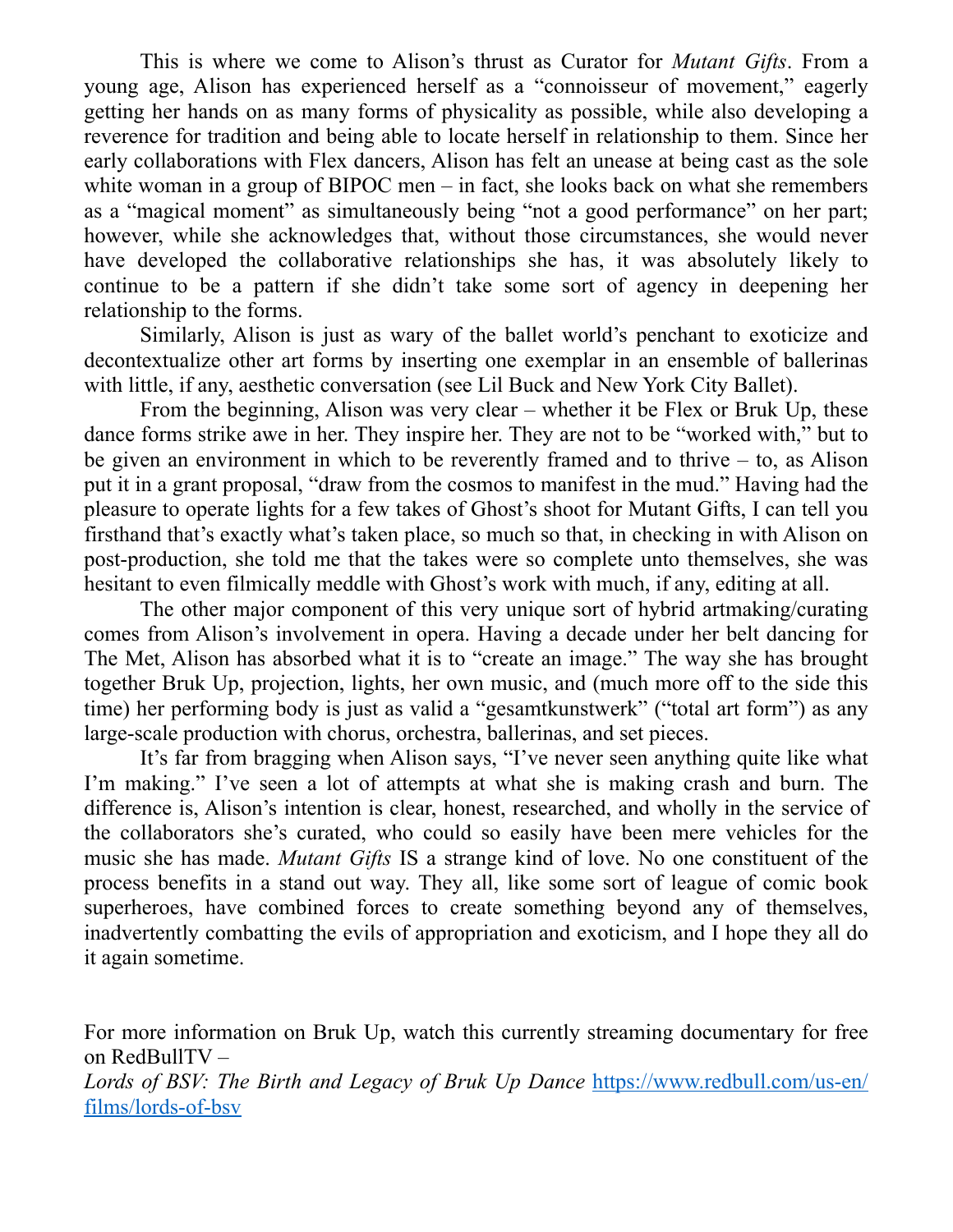This is where we come to Alison's thrust as Curator for *Mutant Gifts*. From a young age, Alison has experienced herself as a "connoisseur of movement," eagerly getting her hands on as many forms of physicality as possible, while also developing a reverence for tradition and being able to locate herself in relationship to them. Since her early collaborations with Flex dancers, Alison has felt an unease at being cast as the sole white woman in a group of BIPOC men – in fact, she looks back on what she remembers as a "magical moment" as simultaneously being "not a good performance" on her part; however, while she acknowledges that, without those circumstances, she would never have developed the collaborative relationships she has, it was absolutely likely to continue to be a pattern if she didn't take some sort of agency in deepening her relationship to the forms.

Similarly, Alison is just as wary of the ballet world's penchant to exoticize and decontextualize other art forms by inserting one exemplar in an ensemble of ballerinas with little, if any, aesthetic conversation (see Lil Buck and New York City Ballet).

From the beginning, Alison was very clear – whether it be Flex or Bruk Up, these dance forms strike awe in her. They inspire her. They are not to be "worked with," but to be given an environment in which to be reverently framed and to thrive – to, as Alison put it in a grant proposal, "draw from the cosmos to manifest in the mud." Having had the pleasure to operate lights for a few takes of Ghost's shoot for Mutant Gifts, I can tell you firsthand that's exactly what's taken place, so much so that, in checking in with Alison on post-production, she told me that the takes were so complete unto themselves, she was hesitant to even filmically meddle with Ghost's work with much, if any, editing at all.

The other major component of this very unique sort of hybrid artmaking/curating comes from Alison's involvement in opera. Having a decade under her belt dancing for The Met, Alison has absorbed what it is to "create an image." The way she has brought together Bruk Up, projection, lights, her own music, and (much more off to the side this time) her performing body is just as valid a "gesamtkunstwerk" ("total art form") as any large-scale production with chorus, orchestra, ballerinas, and set pieces.

It's far from bragging when Alison says, "I've never seen anything quite like what I'm making." I've seen a lot of attempts at what she is making crash and burn. The difference is, Alison's intention is clear, honest, researched, and wholly in the service of the collaborators she's curated, who could so easily have been mere vehicles for the music she has made. *Mutant Gifts* IS a strange kind of love. No one constituent of the process benefits in a stand out way. They all, like some sort of league of comic book superheroes, have combined forces to create something beyond any of themselves, inadvertently combatting the evils of appropriation and exoticism, and I hope they all do it again sometime.

For more information on Bruk Up, watch this currently streaming documentary for free on RedBullTV –
*Lords of BSV: The Birth and Legacy of Bruk Up Dance* [https://www.redbull.com/us-en/films/lords-of-bsv](https://www.redbull.com/us-en/films/lords-of-bsv)